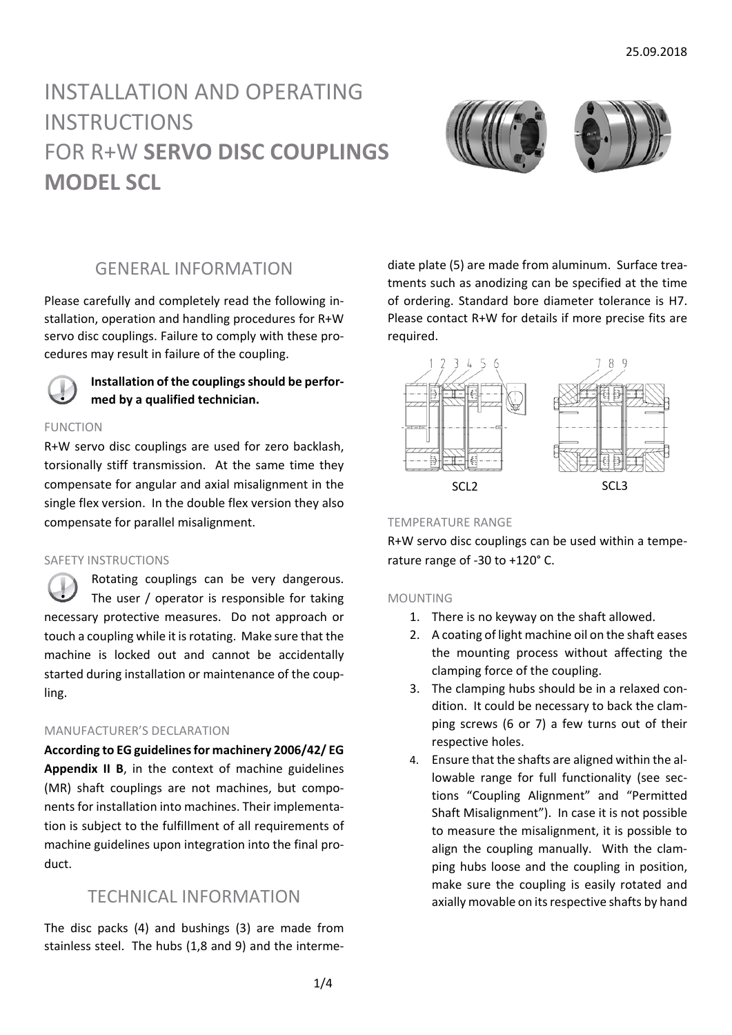# INSTALLATION AND OPERATING INSTRUCTIONS FOR R+W **SERVO DISC COUPLINGS MODEL SCL**

25.09.2018

## GENERAL INFORMATION

Please carefully and completely read the following installation, operation and handling procedures for R+W servo disc couplings. Failure to comply with these procedures may result in failure of the coupling.

**Installation of the couplings should be performed by a qualified technician.**

### FUNCTION

R+W servo disc couplings are used for zero backlash, torsionally stiff transmission. At the same time they compensate for angular and axial misalignment in the single flex version. In the double flex version they also compensate for parallel misalignment.

### SAFETY INSTRUCTIONS

Rotating couplings can be very dangerous. The user / operator is responsible for taking necessary protective measures. Do not approach or touch a coupling while it is rotating. Make sure that the machine is locked out and cannot be accidentally started during installation or maintenance of the coupling.

### MANUFACTURER'S DECLARATION

**According to EG guidelines for machinery 2006/42/ EG Appendix II B**, in the context of machine guidelines (MR) shaft couplings are not machines, but components for installation into machines. Their implementation is subject to the fulfillment of all requirements of machine guidelines upon integration into the final product.

## TECHNICAL INFORMATION

The disc packs (4) and bushings (3) are made from stainless steel. The hubs (1,8 and 9) and the intermediate plate (5) are made from aluminum. Surface treatments such as anodizing can be specified at the time of ordering. Standard bore diameter tolerance is H7. Please contact R+W for details if more precise fits are required.

SCL2 SCL3

### TEMPERATURE RANGE

R+W servo disc couplings can be used within a temperature range of -30 to +120° C.

### MOUNTING

1. There is no keyway on the shaft allowed.
2. A coating of light machine oil on the shaft eases the mounting process without affecting the clamping force of the coupling.
3. The clamping hubs should be in a relaxed condition. It could be necessary to back the clamping screws (6 or 7) a few turns out of their respective holes.
4. Ensure that the shafts are aligned within the allowable range for full functionality (see sections "Coupling Alignment" and "Permitted Shaft Misalignment"). In case it is not possible to measure the misalignment, it is possible to align the coupling manually. With the clamping hubs loose and the coupling in position, make sure the coupling is easily rotated and axially movable on its respective shafts by hand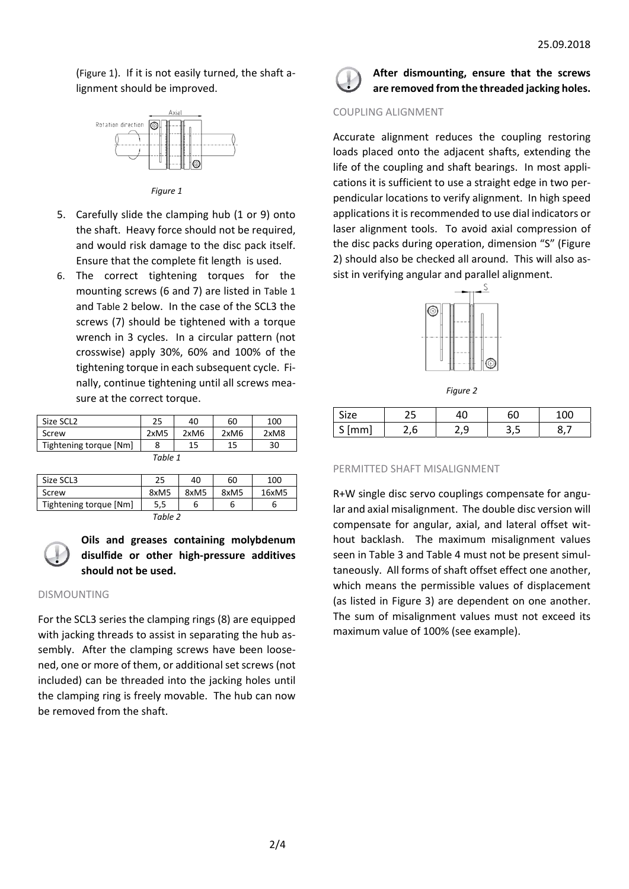(Figure 1). If it is not easily turned, the shaft alignment should be improved.

*Figure 1*

5. Carefully slide the clamping hub (1 or 9) onto the shaft. Heavy force should not be required, and would risk damage to the disc pack itself. Ensure that the complete fit length is used.
6. The correct tightening torques for the mounting screws (6 and 7) are listed in Table 1 and Table 2 below. In the case of the SCL3 the screws (7) should be tightened with a torque wrench in 3 cycles. In a circular pattern (not crosswise) apply 30%, 60% and 100% of the tightening torque in each subsequent cycle. Finally, continue tightening until all screws measure at the correct torque.

| Size SCL2 | 25 | 40 | 60 | 100 |
|---|---|---|---|---|
| Screw | 2xM5 | 2xM6 | 2xM6 | 2xM8 |
| Tightening torque [Nm] | 8 | 15 | 15 | 30 |

*Table 1*

| Size SCL3 | 25 | 40 | 60 | 100 |
|---|---|---|---|---|
| Screw | 8xM5 | 8xM5 | 8xM5 | 16xM5 |
| Tightening torque [Nm] | 5,5 | 6 | 6 | 6 |

*Table 2*

**Oils and greases containing molybdenum disulfide or other high-pressure additives should not be used.**

## DISMOUNTING

For the SCL3 series the clamping rings (8) are equipped with jacking threads to assist in separating the hub assembly. After the clamping screws have been loosened, one or more of them, or additional set screws (not included) can be threaded into the jacking holes until the clamping ring is freely movable. The hub can now be removed from the shaft.

**After dismounting, ensure that the screws are removed from the threaded jacking holes.**

## COUPLING ALIGNMENT

Accurate alignment reduces the coupling restoring loads placed onto the adjacent shafts, extending the life of the coupling and shaft bearings. In most applications it is sufficient to use a straight edge in two perpendicular locations to verify alignment. In high speed applications it is recommended to use dial indicators or laser alignment tools. To avoid axial compression of the disc packs during operation, dimension "S" (Figure 2) should also be checked all around. This will also assist in verifying angular and parallel alignment.

*Figure 2*

| Size | 25 | 40 | 60 | 100 |
|---|---|---|---|---|
| S [mm] | 2,6 | 2,9 | 3,5 | 8,7 |

## PERMITTED SHAFT MISALIGNMENT

R+W single disc servo couplings compensate for angular and axial misalignment. The double disc version will compensate for angular, axial, and lateral offset without backlash. The maximum misalignment values seen in Table 3 and Table 4 must not be present simultaneously. All forms of shaft offset effect one another, which means the permissible values of displacement (as listed in Figure 3) are dependent on one another. The sum of misalignment values must not exceed its maximum value of 100% (see example).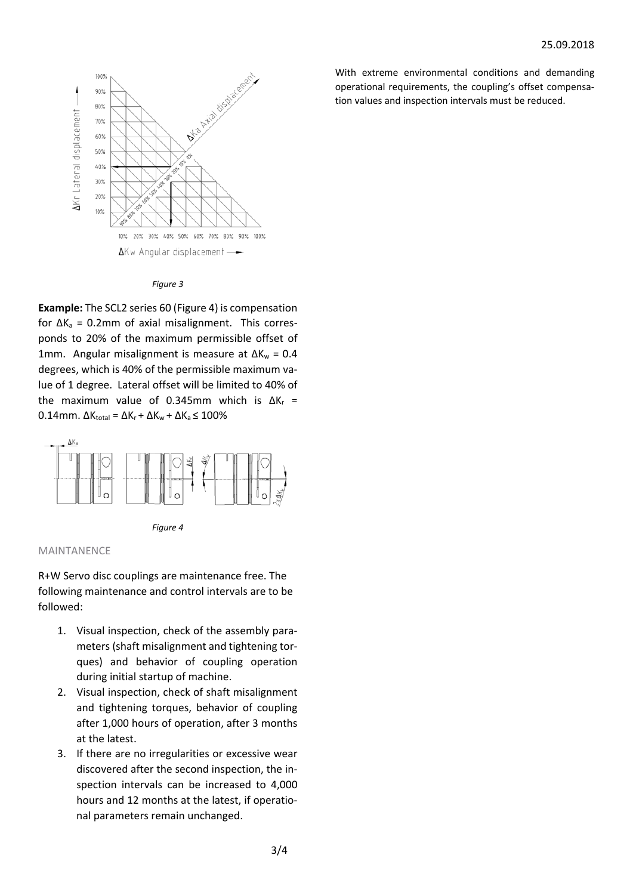*Figure 3*

**Example:** The SCL2 series 60 (Figure 4) is compensation for $\Delta K_a$ = 0.2mm of axial misalignment. This corresponds to 20% of the maximum permissible offset of 1mm. Angular misalignment is measure at $\Delta K_w$ = 0.4 degrees, which is 40% of the permissible maximum value of 1 degree. Lateral offset will be limited to 40% of the maximum value of 0.345mm which is $\Delta K_r$ = 0.14mm. $\Delta K_{total} = \Delta K_r + \Delta K_w + \Delta K_a \leq 100\%$

*Figure 4*

## MAINTANENCE

R+W Servo disc couplings are maintenance free. The following maintenance and control intervals are to be followed:

1. Visual inspection, check of the assembly parameters (shaft misalignment and tightening torques) and behavior of coupling operation during initial startup of machine.
2. Visual inspection, check of shaft misalignment and tightening torques, behavior of coupling after 1,000 hours of operation, after 3 months at the latest.
3. If there are no irregularities or excessive wear discovered after the second inspection, the inspection intervals can be increased to 4,000 hours and 12 months at the latest, if operational parameters remain unchanged.

With extreme environmental conditions and demanding operational requirements, the coupling's offset compensation values and inspection intervals must be reduced.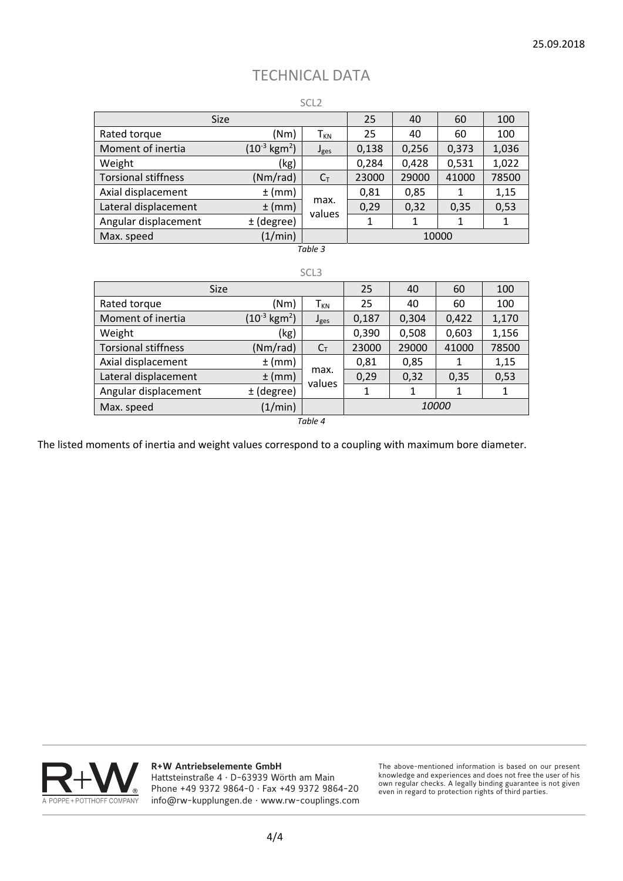25.09.2018

# TECHNICAL DATA

SCL2

| Size | | | 25 | 40 | 60 | 100 |
|---|---|---|---|---|---|---|
| Rated torque | (Nm) | $T_{KN}$ | 25 | 40 | 60 | 100 |
| Moment of inertia | ($10^{-3}$ kgm$^2$) | $J_{ges}$ | 0,138 | 0,256 | 0,373 | 1,036 |
| Weight | (kg) | | 0,284 | 0,428 | 0,531 | 1,022 |
| Torsional stiffness | (Nm/rad) | $C_T$ | 23000 | 29000 | 41000 | 78500 |
| Axial displacement | ± (mm) | max. values | 0,81 | 0,85 | 1 | 1,15 |
| Lateral displacement | ± (mm) | | 0,29 | 0,32 | 0,35 | 0,53 |
| Angular displacement | ± (degree) | | 1 | 1 | 1 | 1 |
| Max. speed | (1/min) | | 10000 | | | |

*Table 3*

SCL3

| Size | | | 25 | 40 | 60 | 100 |
|---|---|---|---|---|---|---|
| Rated torque | (Nm) | $T_{KN}$ | 25 | 40 | 60 | 100 |
| Moment of inertia | ($10^{-3}$ kgm$^2$) | $J_{ges}$ | 0,187 | 0,304 | 0,422 | 1,170 |
| Weight | (kg) | | 0,390 | 0,508 | 0,603 | 1,156 |
| Torsional stiffness | (Nm/rad) | $C_T$ | 23000 | 29000 | 41000 | 78500 |
| Axial displacement | ± (mm) | max. values | 0,81 | 0,85 | 1 | 1,15 |
| Lateral displacement | ± (mm) | | 0,29 | 0,32 | 0,35 | 0,53 |
| Angular displacement | ± (degree) | | 1 | 1 | 1 | 1 |
| Max. speed | (1/min) | | *10000* | | | |

*Table 4*

The listed moments of inertia and weight values correspond to a coupling with maximum bore diameter.

**R+W Antriebselemente GmbH**
Hattsteinstraße 4 · D-63939 Wörth am Main
Phone +49 9372 9864-0 · Fax +49 9372 9864-20
info@rw-kupplungen.de · www.rw-couplings.com

The above-mentioned information is based on our present knowledge and experiences and does not free the user of his own regular checks. A legally binding guarantee is not given even in regard to protection rights of third parties.